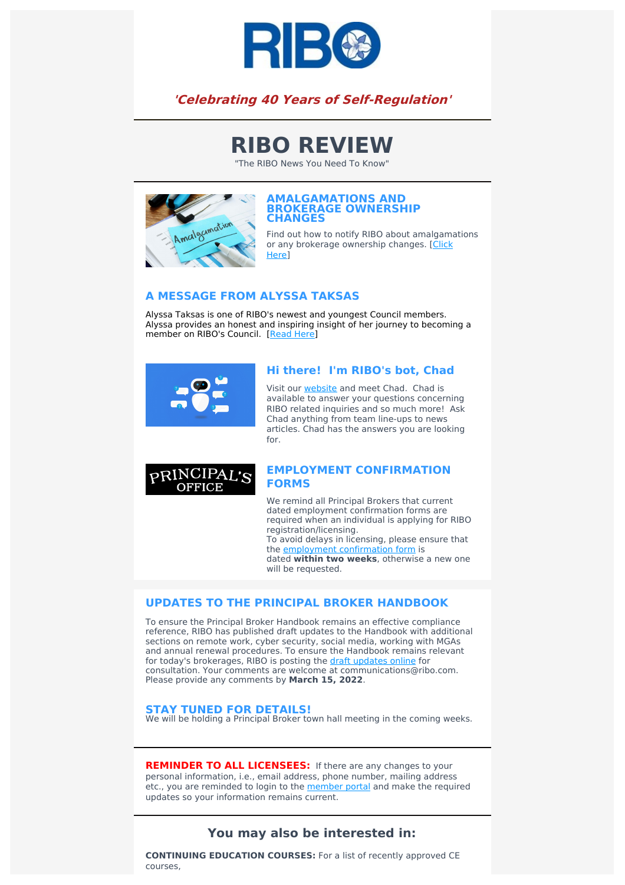***'Celebrating 40 Years of Self-Regulation'***

# RIBO REVIEW

"The RIBO News You Need To Know"

### AMALGAMATIONS AND BROKERAGE OWNERSHIP CHANGES

Find out how to notify RIBO about amalgamations or any brokerage ownership changes. [Click Here]

### A MESSAGE FROM ALYSSA TAKSAS

Alyssa Taksas is one of RIBO's newest and youngest Council members. Alyssa provides an honest and inspiring insight of her journey to becoming a member on RIBO's Council. [Read Here]

### Hi there! I'm RIBO's bot, Chad

Visit our website and meet Chad. Chad is available to answer your questions concerning RIBO related inquiries and so much more! Ask Chad anything from team line-ups to news articles. Chad has the answers you are looking for.

### EMPLOYMENT CONFIRMATION FORMS

We remind all Principal Brokers that current dated employment confirmation forms are required when an individual is applying for RIBO registration/licensing.
To avoid delays in licensing, please ensure that the employment confirmation form is dated **within two weeks**, otherwise a new one will be requested.

### UPDATES TO THE PRINCIPAL BROKER HANDBOOK

To ensure the Principal Broker Handbook remains an effective compliance reference, RIBO has published draft updates to the Handbook with additional sections on remote work, cyber security, social media, working with MGAs and annual renewal procedures. To ensure the Handbook remains relevant for today's brokerages, RIBO is posting the draft updates online for consultation. Your comments are welcome at communications@ribo.com. Please provide any comments by **March 15, 2022**.

### STAY TUNED FOR DETAILS!

We will be holding a Principal Broker town hall meeting in the coming weeks.

**REMINDER TO ALL LICENSEES:** If there are any changes to your personal information, i.e., email address, phone number, mailing address etc., you are reminded to login to the member portal and make the required updates so your information remains current.

## You may also be interested in:

**CONTINUING EDUCATION COURSES:** For a list of recently approved CE courses,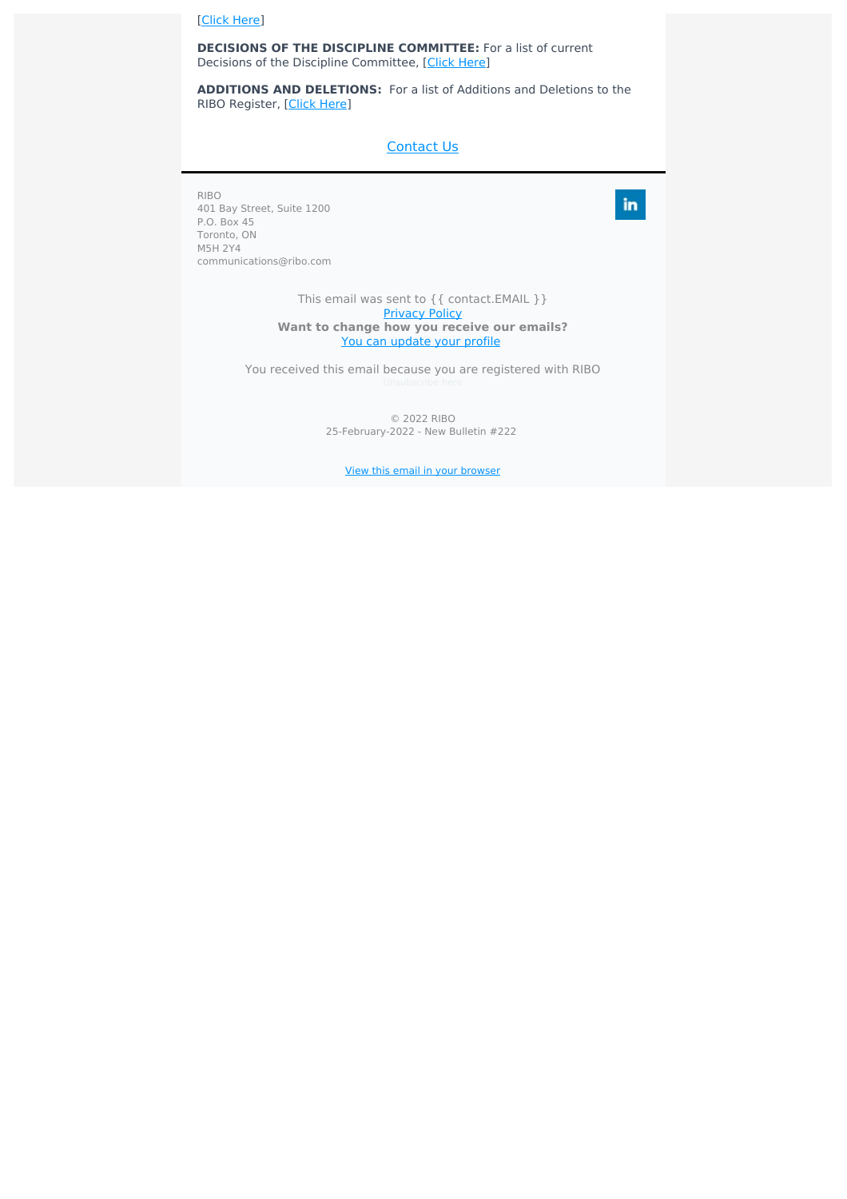[Click Here]

**DECISIONS OF THE DISCIPLINE COMMITTEE:** For a list of current Decisions of the Discipline Committee, [Click Here]

**ADDITIONS AND DELETIONS:** For a list of Additions and Deletions to the RIBO Register, [Click Here]

Contact Us

RIBO
401 Bay Street, Suite 1200
P.O. Box 45
Toronto, ON
M5H 2Y4
communications@ribo.com

This email was sent to {{ contact.EMAIL }}
Privacy Policy
**Want to change how you receive our emails?**
You can update your profile

You received this email because you are registered with RIBO
Unsubscribe here

© 2022 RIBO
25-February-2022 - New Bulletin #222

View this email in your browser